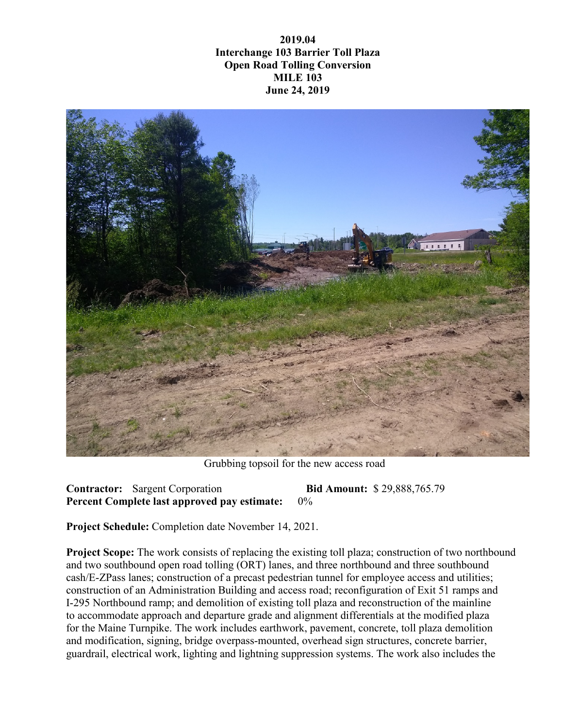**2019.04**
**Interchange 103 Barrier Toll Plaza**
**Open Road Tolling Conversion**
**MILE 103**
**June 24, 2019**

Grubbing topsoil for the new access road

**Contractor:** Sargent Corporation **Bid Amount:** $ 29,888,765.79
**Percent Complete last approved pay estimate:** 0%

**Project Schedule:** Completion date November 14, 2021.

**Project Scope:** The work consists of replacing the existing toll plaza; construction of two northbound and two southbound open road tolling (ORT) lanes, and three northbound and three southbound cash/E-ZPass lanes; construction of a precast pedestrian tunnel for employee access and utilities; construction of an Administration Building and access road; reconfiguration of Exit 51 ramps and I-295 Northbound ramp; and demolition of existing toll plaza and reconstruction of the mainline to accommodate approach and departure grade and alignment differentials at the modified plaza for the Maine Turnpike. The work includes earthwork, pavement, concrete, toll plaza demolition and modification, signing, bridge overpass-mounted, overhead sign structures, concrete barrier, guardrail, electrical work, lighting and lightning suppression systems. The work also includes the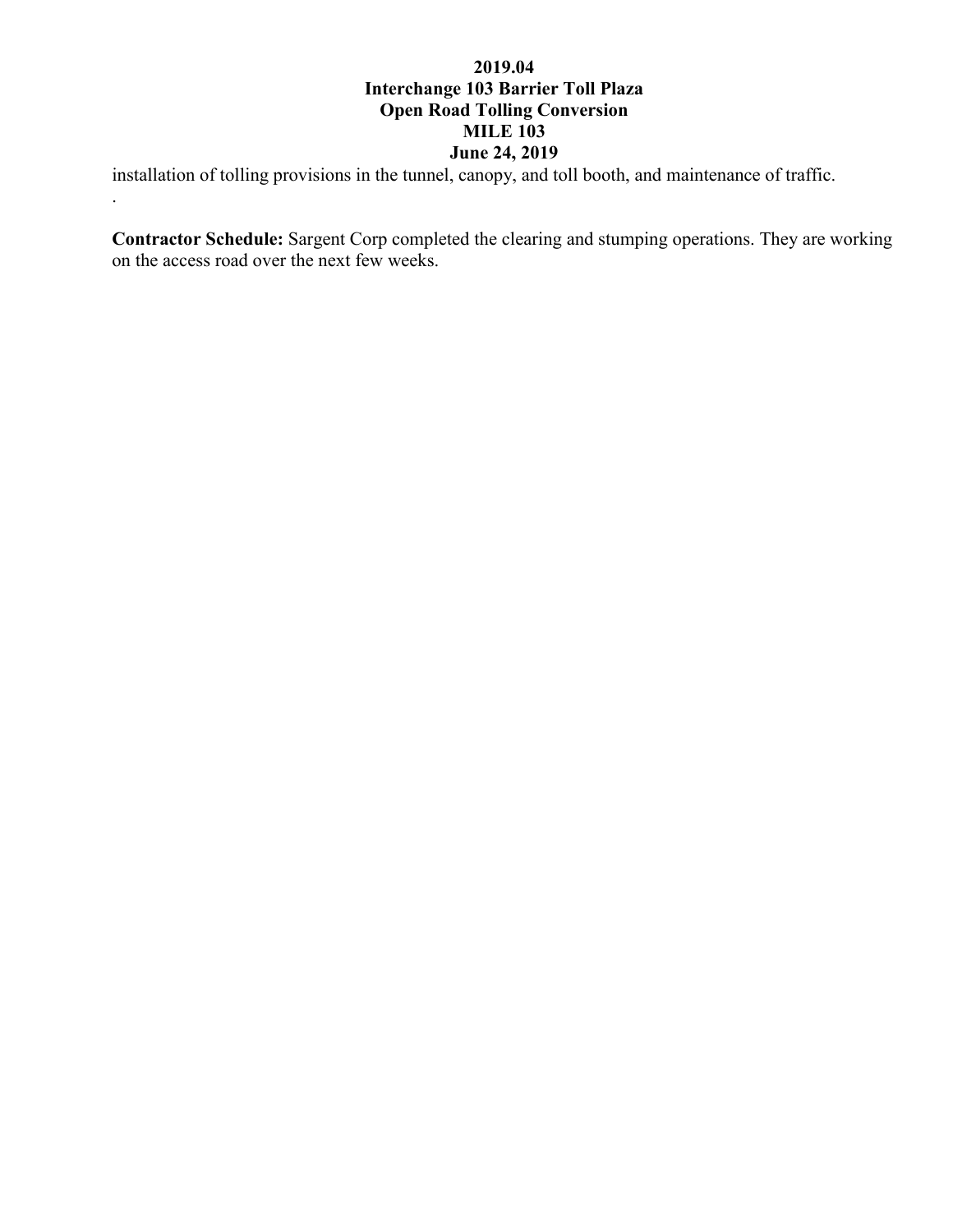installation of tolling provisions in the tunnel, canopy, and toll booth, and maintenance of traffic.

.

**Contractor Schedule:** Sargent Corp completed the clearing and stumping operations. They are working on the access road over the next few weeks.